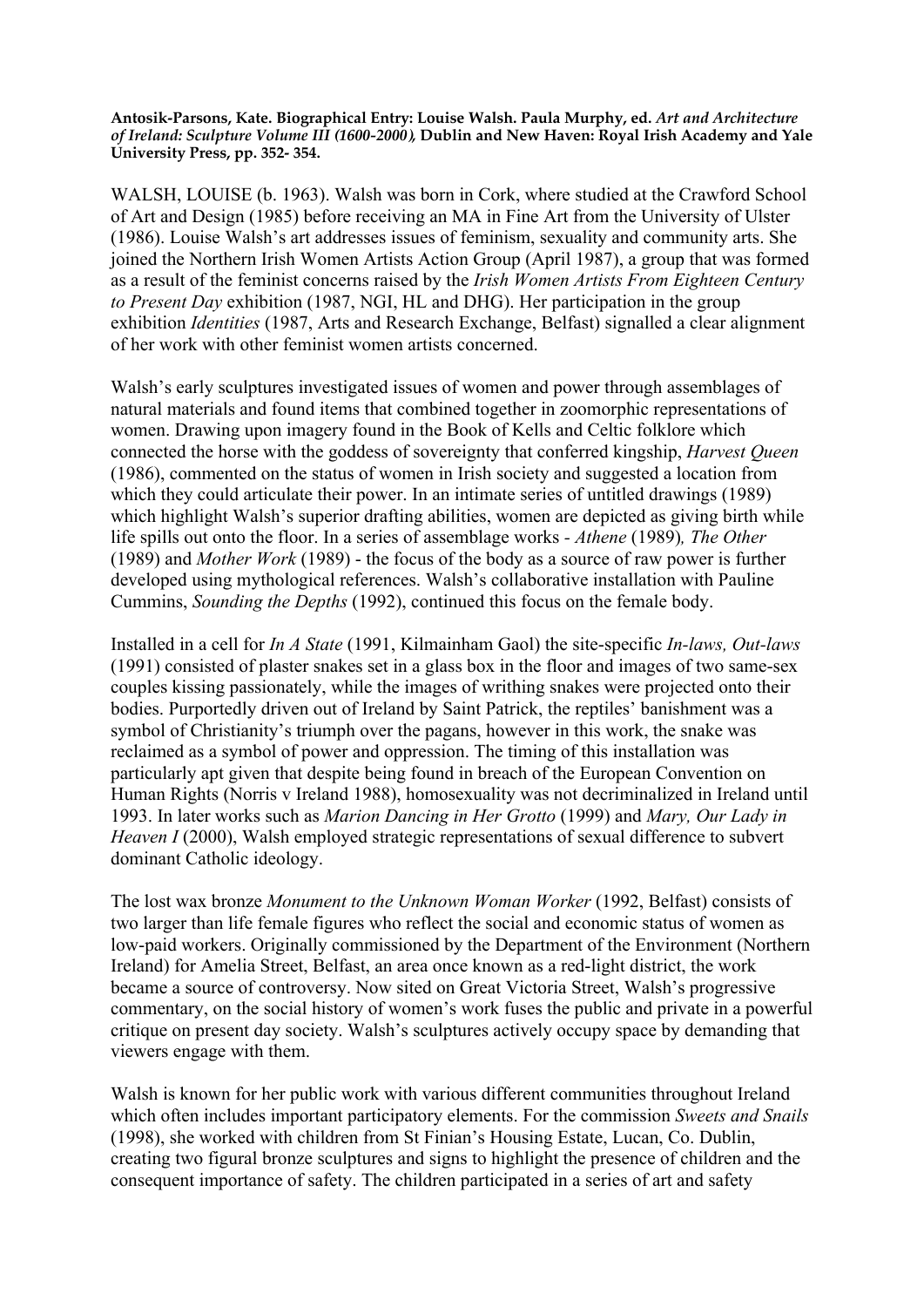**Antosik-Parsons, Kate. Biographical Entry: Louise Walsh. Paula Murphy, ed. *Art and Architecture of Ireland: Sculpture Volume III (1600-2000)*, Dublin and New Haven: Royal Irish Academy and Yale University Press, pp. 352- 354.**

WALSH, LOUISE (b. 1963). Walsh was born in Cork, where studied at the Crawford School of Art and Design (1985) before receiving an MA in Fine Art from the University of Ulster (1986). Louise Walsh's art addresses issues of feminism, sexuality and community arts. She joined the Northern Irish Women Artists Action Group (April 1987), a group that was formed as a result of the feminist concerns raised by the *Irish Women Artists From Eighteen Century to Present Day* exhibition (1987, NGI, HL and DHG). Her participation in the group exhibition *Identities* (1987, Arts and Research Exchange, Belfast) signalled a clear alignment of her work with other feminist women artists concerned.

Walsh's early sculptures investigated issues of women and power through assemblages of natural materials and found items that combined together in zoomorphic representations of women. Drawing upon imagery found in the Book of Kells and Celtic folklore which connected the horse with the goddess of sovereignty that conferred kingship, *Harvest Queen* (1986), commented on the status of women in Irish society and suggested a location from which they could articulate their power. In an intimate series of untitled drawings (1989) which highlight Walsh's superior drafting abilities, women are depicted as giving birth while life spills out onto the floor. In a series of assemblage works - *Athene* (1989)*, The Other* (1989) and *Mother Work* (1989) - the focus of the body as a source of raw power is further developed using mythological references. Walsh's collaborative installation with Pauline Cummins, *Sounding the Depths* (1992), continued this focus on the female body.

Installed in a cell for *In A State* (1991, Kilmainham Gaol) the site-specific *In-laws, Out-laws* (1991) consisted of plaster snakes set in a glass box in the floor and images of two same-sex couples kissing passionately, while the images of writhing snakes were projected onto their bodies. Purportedly driven out of Ireland by Saint Patrick, the reptiles' banishment was a symbol of Christianity's triumph over the pagans, however in this work, the snake was reclaimed as a symbol of power and oppression. The timing of this installation was particularly apt given that despite being found in breach of the European Convention on Human Rights (Norris v Ireland 1988), homosexuality was not decriminalized in Ireland until 1993. In later works such as *Marion Dancing in Her Grotto* (1999) and *Mary, Our Lady in Heaven I* (2000), Walsh employed strategic representations of sexual difference to subvert dominant Catholic ideology.

The lost wax bronze *Monument to the Unknown Woman Worker* (1992, Belfast) consists of two larger than life female figures who reflect the social and economic status of women as low-paid workers. Originally commissioned by the Department of the Environment (Northern Ireland) for Amelia Street, Belfast, an area once known as a red-light district, the work became a source of controversy. Now sited on Great Victoria Street, Walsh's progressive commentary, on the social history of women's work fuses the public and private in a powerful critique on present day society. Walsh's sculptures actively occupy space by demanding that viewers engage with them.

Walsh is known for her public work with various different communities throughout Ireland which often includes important participatory elements. For the commission *Sweets and Snails* (1998), she worked with children from St Finian's Housing Estate, Lucan, Co. Dublin, creating two figural bronze sculptures and signs to highlight the presence of children and the consequent importance of safety. The children participated in a series of art and safety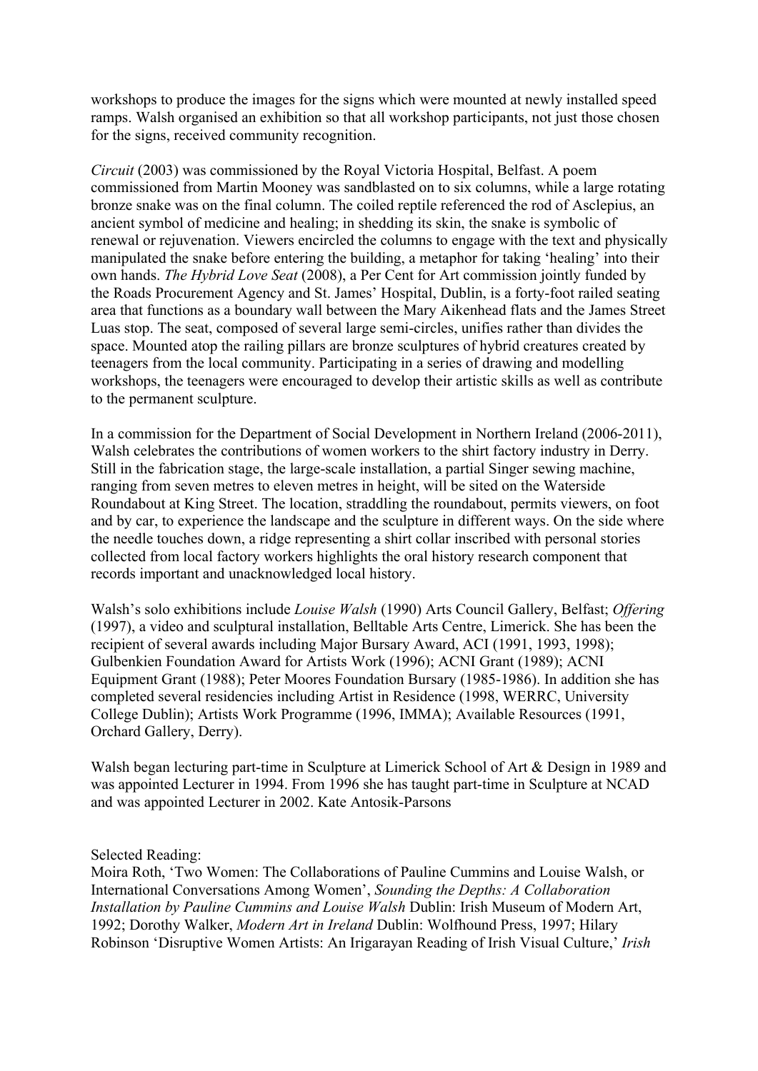workshops to produce the images for the signs which were mounted at newly installed speed ramps. Walsh organised an exhibition so that all workshop participants, not just those chosen for the signs, received community recognition.

*Circuit* (2003) was commissioned by the Royal Victoria Hospital, Belfast. A poem commissioned from Martin Mooney was sandblasted on to six columns, while a large rotating bronze snake was on the final column. The coiled reptile referenced the rod of Asclepius, an ancient symbol of medicine and healing; in shedding its skin, the snake is symbolic of renewal or rejuvenation. Viewers encircled the columns to engage with the text and physically manipulated the snake before entering the building, a metaphor for taking 'healing' into their own hands. *The Hybrid Love Seat* (2008), a Per Cent for Art commission jointly funded by the Roads Procurement Agency and St. James' Hospital, Dublin, is a forty-foot railed seating area that functions as a boundary wall between the Mary Aikenhead flats and the James Street Luas stop. The seat, composed of several large semi-circles, unifies rather than divides the space. Mounted atop the railing pillars are bronze sculptures of hybrid creatures created by teenagers from the local community. Participating in a series of drawing and modelling workshops, the teenagers were encouraged to develop their artistic skills as well as contribute to the permanent sculpture.

In a commission for the Department of Social Development in Northern Ireland (2006-2011), Walsh celebrates the contributions of women workers to the shirt factory industry in Derry. Still in the fabrication stage, the large-scale installation, a partial Singer sewing machine, ranging from seven metres to eleven metres in height, will be sited on the Waterside Roundabout at King Street. The location, straddling the roundabout, permits viewers, on foot and by car, to experience the landscape and the sculpture in different ways. On the side where the needle touches down, a ridge representing a shirt collar inscribed with personal stories collected from local factory workers highlights the oral history research component that records important and unacknowledged local history.

Walsh's solo exhibitions include *Louise Walsh* (1990) Arts Council Gallery, Belfast; *Offering* (1997), a video and sculptural installation, Belltable Arts Centre, Limerick. She has been the recipient of several awards including Major Bursary Award, ACI (1991, 1993, 1998); Gulbenkien Foundation Award for Artists Work (1996); ACNI Grant (1989); ACNI Equipment Grant (1988); Peter Moores Foundation Bursary (1985-1986). In addition she has completed several residencies including Artist in Residence (1998, WERRC, University College Dublin); Artists Work Programme (1996, IMMA); Available Resources (1991, Orchard Gallery, Derry).

Walsh began lecturing part-time in Sculpture at Limerick School of Art & Design in 1989 and was appointed Lecturer in 1994. From 1996 she has taught part-time in Sculpture at NCAD and was appointed Lecturer in 2002. Kate Antosik-Parsons

Selected Reading:
Moira Roth, 'Two Women: The Collaborations of Pauline Cummins and Louise Walsh, or International Conversations Among Women', *Sounding the Depths: A Collaboration Installation by Pauline Cummins and Louise Walsh* Dublin: Irish Museum of Modern Art, 1992; Dorothy Walker, *Modern Art in Ireland* Dublin: Wolfhound Press, 1997; Hilary Robinson 'Disruptive Women Artists: An Irigarayan Reading of Irish Visual Culture,' *Irish*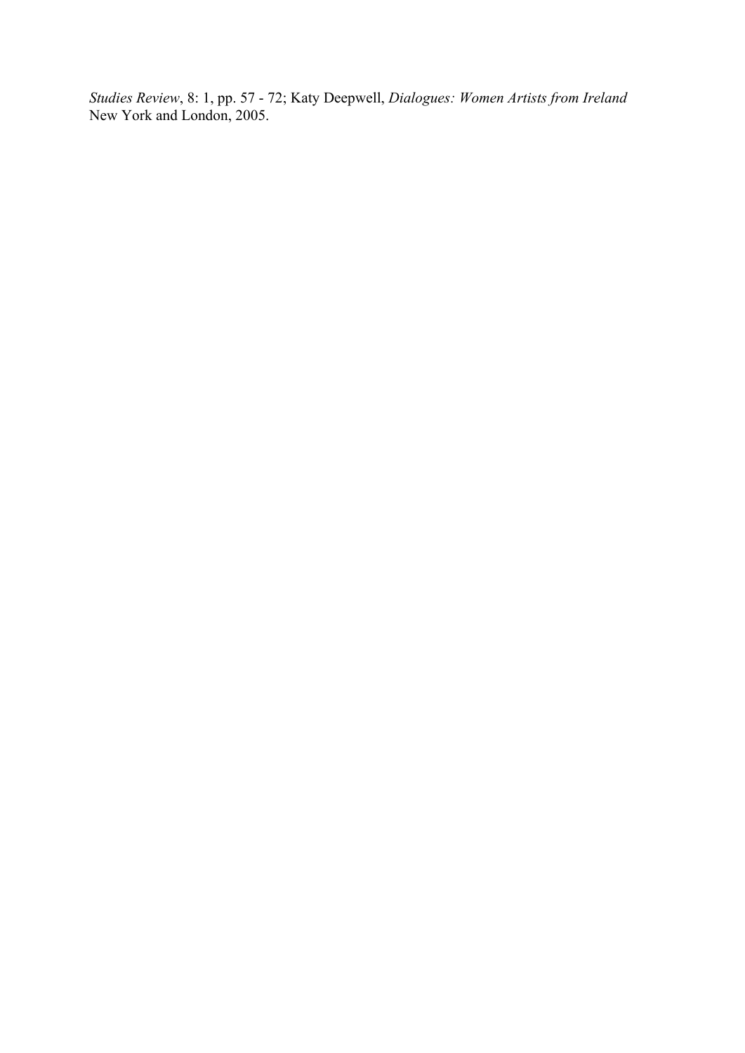*Studies Review*, 8: 1, pp. 57 - 72; Katy Deepwell, *Dialogues: Women Artists from Ireland* New York and London, 2005.